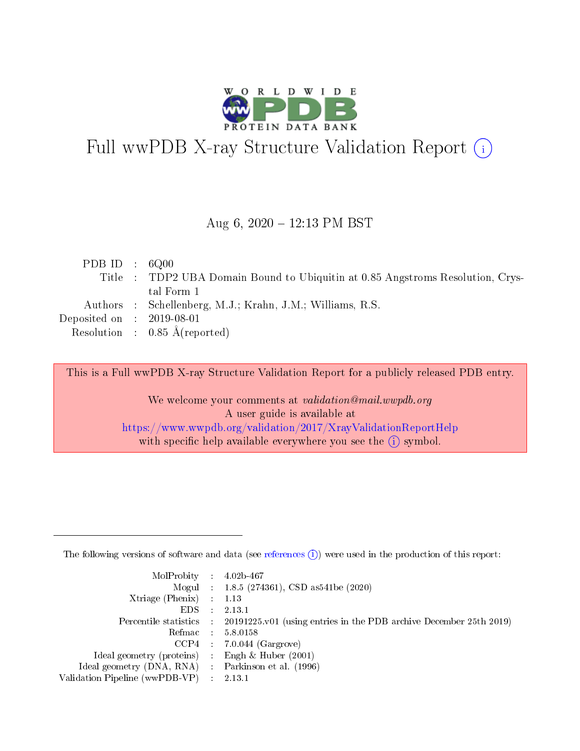# Full wwPDB X-ray Structure Validation Report

Aug 6, 2020 – 12:13 PM BST

| | | |
|---|---|---|
| PDB ID | : | 6Q00 |
| Title | : | TDP2 UBA Domain Bound to Ubiquitin at 0.85 Angstroms Resolution, Crystal Form 1 |
| Authors | : | Schellenberg, M.J.; Krahn, J.M.; Williams, R.S. |
| Deposited on | : | 2019-08-01 |
| Resolution | : | 0.85 Å(reported) |

This is a Full wwPDB X-ray Structure Validation Report for a publicly released PDB entry.

We welcome your comments at *validation@mail.wwpdb.org*
A user guide is available at
https://www.wwpdb.org/validation/2017/XrayValidationReportHelp
with specific help available everywhere you see the (i) symbol.

---

The following versions of software and data (see references (i)) were used in the production of this report:

| | | |
|---|---|---|
| MolProbity | : | 4.02b-467 |
| Mogul | : | 1.8.5 (274361), CSD as541be (2020) |
| Xtriage (Phenix) | : | 1.13 |
| EDS | : | 2.13.1 |
| Percentile statistics | : | 20191225.v01 (using entries in the PDB archive December 25th 2019) |
| Refmac | : | 5.8.0158 |
| CCP4 | : | 7.0.044 (Gargrove) |
| Ideal geometry (proteins) | : | Engh & Huber (2001) |
| Ideal geometry (DNA, RNA) | : | Parkinson et al. (1996) |
| Validation Pipeline (wwPDB-VP) | : | 2.13.1 |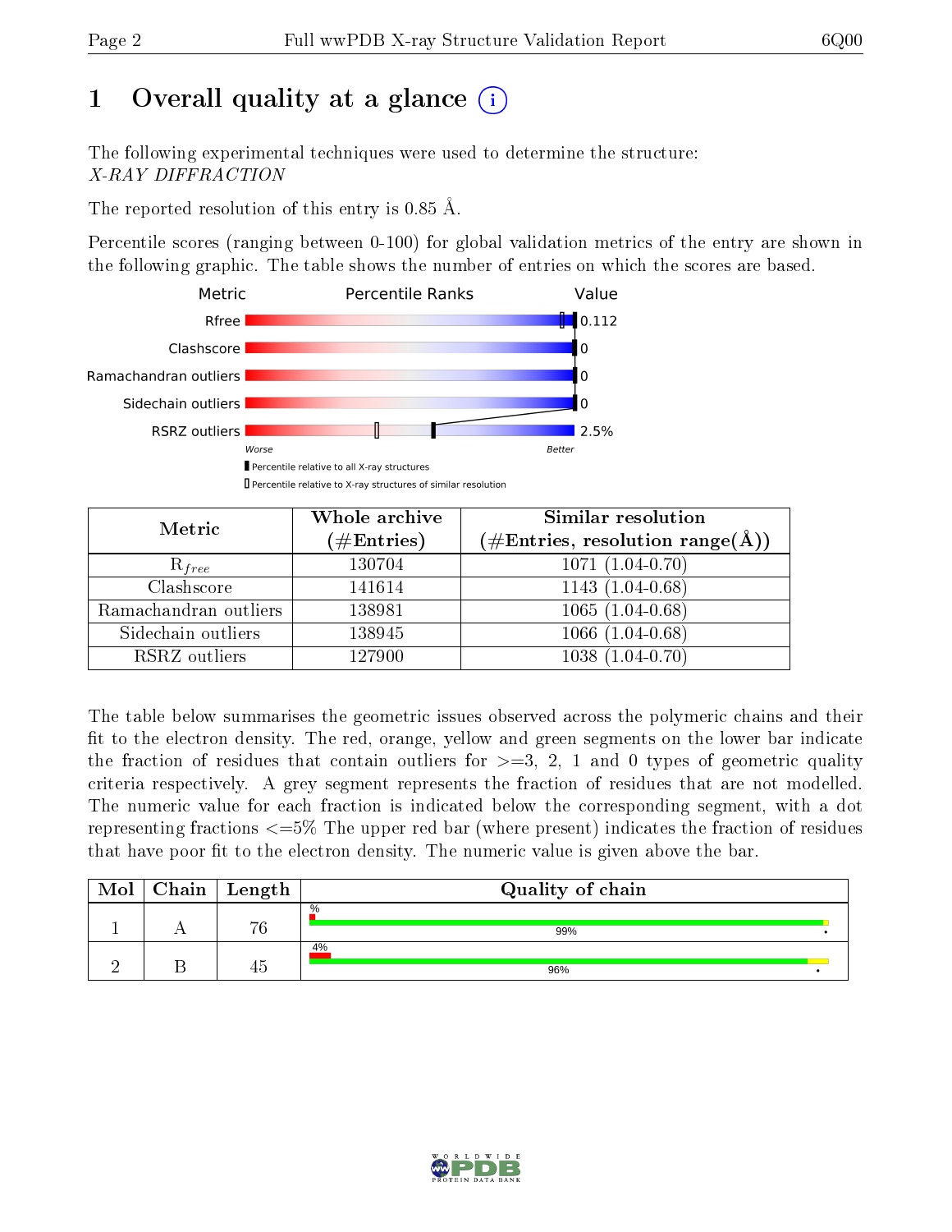# 1 Overall quality at a glance (i)

The following experimental techniques were used to determine the structure:
*X-RAY DIFFRACTION*

The reported resolution of this entry is 0.85 Å.

Percentile scores (ranging between 0-100) for global validation metrics of the entry are shown in the following graphic. The table shows the number of entries on which the scores are based.

| Metric | Value |
|---|---|
| Rfree | 0.112 |
| Clashscore | 0 |
| Ramachandran outliers | 0 |
| Sidechain outliers | 0 |
| RSRZ outliers | 2.5% |

Worse — Better

▮ Percentile relative to all X-ray structures
▯ Percentile relative to X-ray structures of similar resolution

| Metric | Whole archive (#Entries) | Similar resolution (#Entries, resolution range(Å)) |
|---|---|---|
| $R_{free}$ | 130704 | 1071 (1.04-0.70) |
| Clashscore | 141614 | 1143 (1.04-0.68) |
| Ramachandran outliers | 138981 | 1065 (1.04-0.68) |
| Sidechain outliers | 138945 | 1066 (1.04-0.68) |
| RSRZ outliers | 127900 | 1038 (1.04-0.70) |

The table below summarises the geometric issues observed across the polymeric chains and their fit to the electron density. The red, orange, yellow and green segments on the lower bar indicate the fraction of residues that contain outliers for >=3, 2, 1 and 0 types of geometric quality criteria respectively. A grey segment represents the fraction of residues that are not modelled. The numeric value for each fraction is indicated below the corresponding segment, with a dot representing fractions <=5% The upper red bar (where present) indicates the fraction of residues that have poor fit to the electron density. The numeric value is given above the bar.

| Mol | Chain | Length | Quality of chain |
|---|---|---|---|
| 1 | A | 76 | % / 99% • |
| 2 | B | 45 | 4% / 96% • |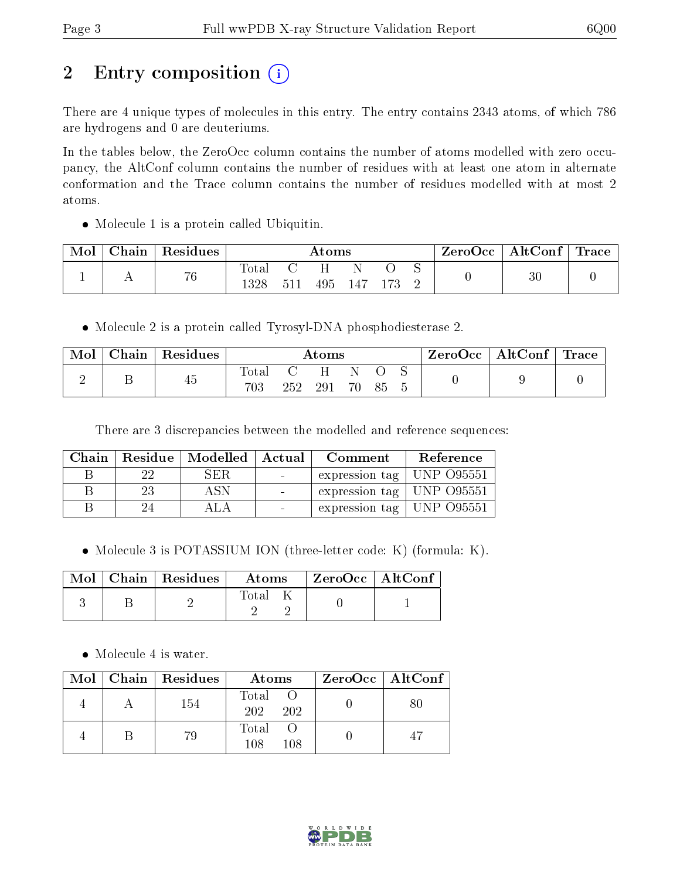# 2 Entry composition

There are 4 unique types of molecules in this entry. The entry contains 2343 atoms, of which 786 are hydrogens and 0 are deuteriums.

In the tables below, the ZeroOcc column contains the number of atoms modelled with zero occupancy, the AltConf column contains the number of residues with at least one atom in alternate conformation and the Trace column contains the number of residues modelled with at most 2 atoms.

- Molecule 1 is a protein called Ubiquitin.

| Mol | Chain | Residues | Atoms | | | | | | ZeroOcc | AltConf | Trace |
|---|---|---|---|---|---|---|---|---|---|---|---|
| 1 | A | 76 | Total 1328 | C 511 | H 495 | N 147 | O 173 | S 2 | 0 | 30 | 0 |

- Molecule 2 is a protein called Tyrosyl-DNA phosphodiesterase 2.

| Mol | Chain | Residues | Atoms | | | | | | ZeroOcc | AltConf | Trace |
|---|---|---|---|---|---|---|---|---|---|---|---|
| 2 | B | 45 | Total 703 | C 252 | H 291 | N 70 | O 85 | S 5 | 0 | 9 | 0 |

There are 3 discrepancies between the modelled and reference sequences:

| Chain | Residue | Modelled | Actual | Comment | Reference |
|---|---|---|---|---|---|
| B | 22 | SER | - | expression tag | UNP O95551 |
| B | 23 | ASN | - | expression tag | UNP O95551 |
| B | 24 | ALA | - | expression tag | UNP O95551 |

- Molecule 3 is POTASSIUM ION (three-letter code: K) (formula: K).

| Mol | Chain | Residues | Atoms | | ZeroOcc | AltConf |
|---|---|---|---|---|---|---|
| 3 | B | 2 | Total 2 | K 2 | 0 | 1 |

- Molecule 4 is water.

| Mol | Chain | Residues | Atoms | | ZeroOcc | AltConf |
|---|---|---|---|---|---|---|
| 4 | A | 154 | Total 202 | O 202 | 0 | 80 |
| 4 | B | 79 | Total 108 | O 108 | 0 | 47 |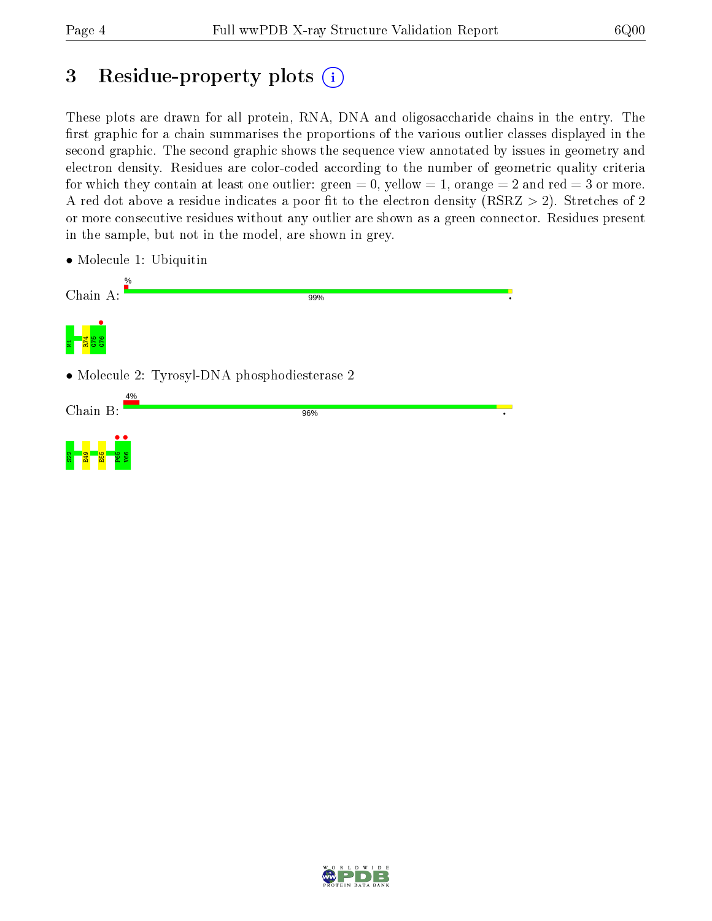# 3 Residue-property plots

These plots are drawn for all protein, RNA, DNA and oligosaccharide chains in the entry. The first graphic for a chain summarises the proportions of the various outlier classes displayed in the second graphic. The second graphic shows the sequence view annotated by issues in geometry and electron density. Residues are color-coded according to the number of geometric quality criteria for which they contain at least one outlier: green = 0, yellow = 1, orange = 2 and red = 3 or more. A red dot above a residue indicates a poor fit to the electron density (RSRZ > 2). Stretches of 2 or more consecutive residues without any outlier are shown as a green connector. Residues present in the sample, but not in the model, are shown in grey.

- Molecule 1: Ubiquitin

Chain A: % 99% •

M1 R74 G75 G76

- Molecule 2: Tyrosyl-DNA phosphodiesterase 2

Chain B: 4% 96% •

S22 E49 E55 F65 V66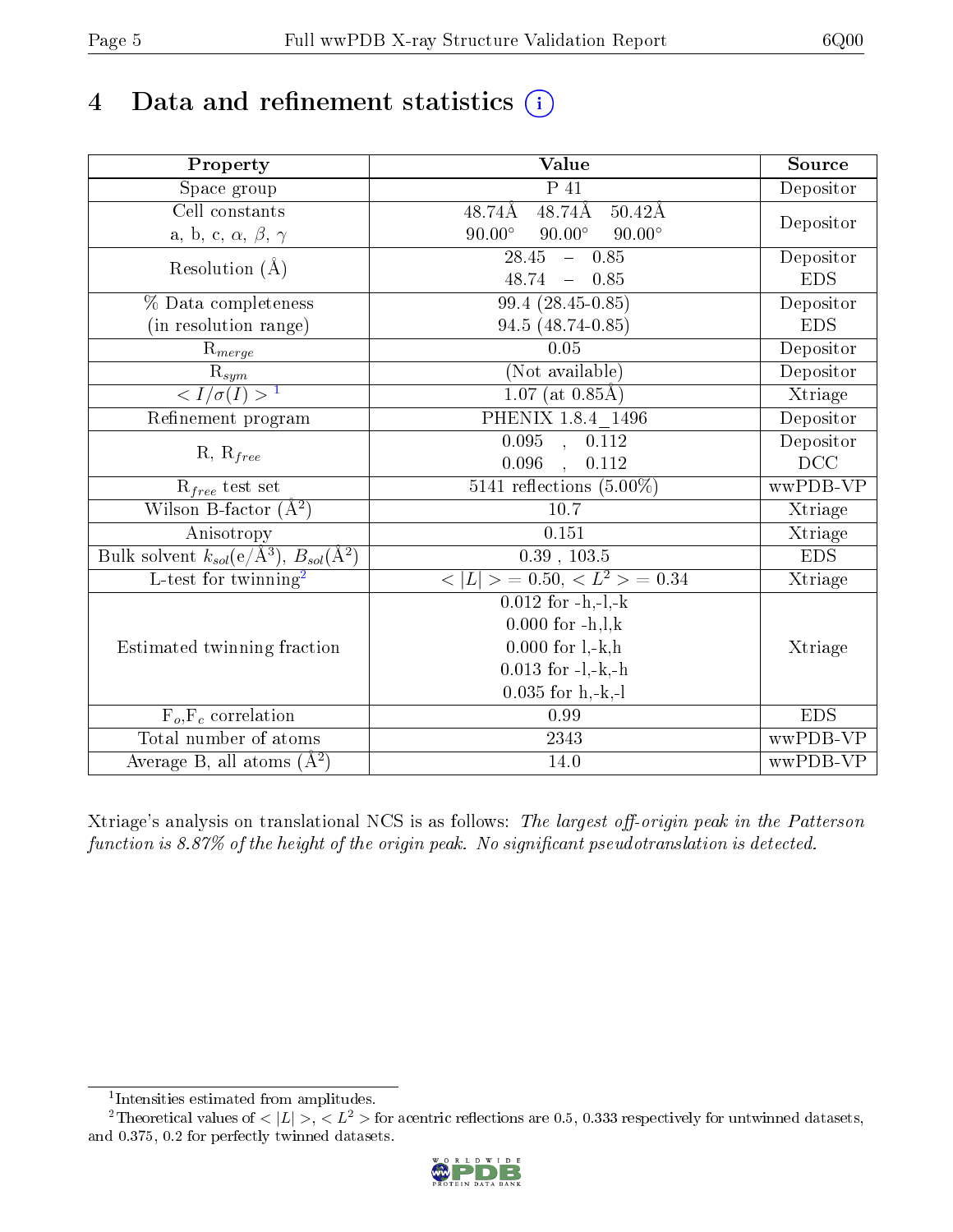# 4 Data and refinement statistics

| Property | Value | Source |
|---|---|---|
| Space group | P 41 | Depositor |
| Cell constants<br>a, b, c, $\alpha$, $\beta$, $\gamma$ | 48.74Å 48.74Å 50.42Å<br>90.00° 90.00° 90.00° | Depositor |
| Resolution (Å) | 28.45 – 0.85<br>48.74 – 0.85 | Depositor<br>EDS |
| % Data completeness<br>(in resolution range) | 99.4 (28.45-0.85)<br>94.5 (48.74-0.85) | Depositor<br>EDS |
| $R_{merge}$ | 0.05 | Depositor |
| $R_{sym}$ | (Not available) | Depositor |
| $< I/\sigma(I) >$ [1] | 1.07 (at 0.85Å) | Xtriage |
| Refinement program | PHENIX 1.8.4_1496 | Depositor |
| R, $R_{free}$ | 0.095 , 0.112<br>0.096 , 0.112 | Depositor<br>DCC |
| $R_{free}$ test set | 5141 reflections (5.00%) | wwPDB-VP |
| Wilson B-factor (Å$^2$) | 10.7 | Xtriage |
| Anisotropy | 0.151 | Xtriage |
| Bulk solvent $k_{sol}$(e/Å$^3$), $B_{sol}$(Å$^2$) | 0.39 , 103.5 | EDS |
| L-test for twinning[2] | $< \|L\| > = 0.50$, $< L^2 > = 0.34$ | Xtriage |
| Estimated twinning fraction | 0.012 for -h,-l,-k<br>0.000 for -h,l,k<br>0.000 for l,-k,h<br>0.013 for -l,-k,-h<br>0.035 for h,-k,-l | Xtriage |
| $F_o$,$F_c$ correlation | 0.99 | EDS |
| Total number of atoms | 2343 | wwPDB-VP |
| Average B, all atoms (Å$^2$) | 14.0 | wwPDB-VP |

Xtriage's analysis on translational NCS is as follows: *The largest off-origin peak in the Patterson function is 8.87% of the height of the origin peak. No significant pseudotranslation is detected.*

[1] Intensities estimated from amplitudes.

[2] Theoretical values of $< |L| >$, $< L^2 >$ for acentric reflections are 0.5, 0.333 respectively for untwinned datasets, and 0.375, 0.2 for perfectly twinned datasets.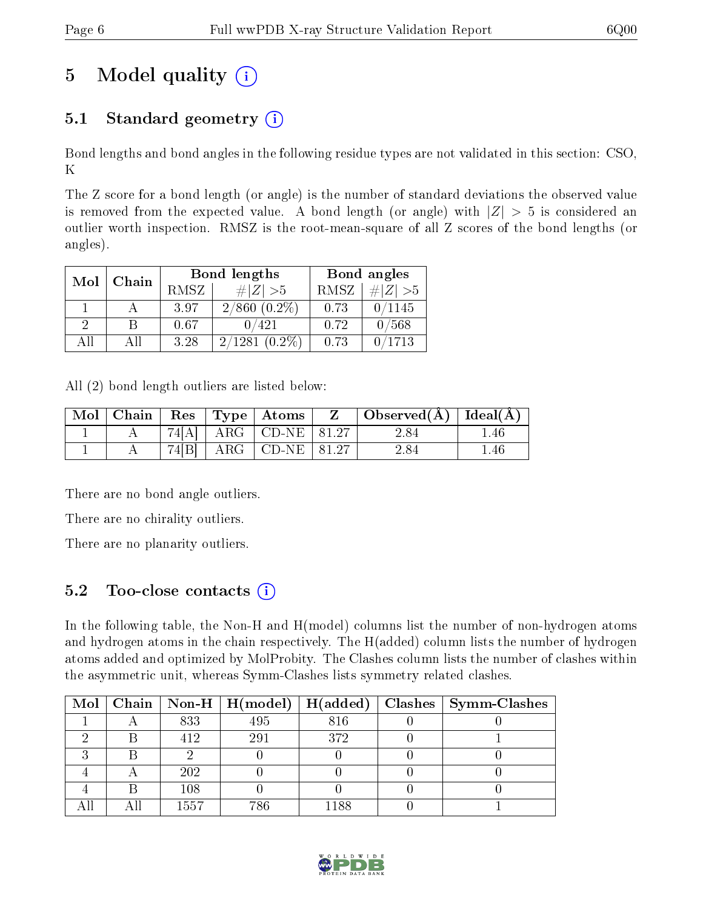# 5 Model quality (i)

## 5.1 Standard geometry (i)

Bond lengths and bond angles in the following residue types are not validated in this section: CSO, K

The Z score for a bond length (or angle) is the number of standard deviations the observed value is removed from the expected value. A bond length (or angle) with $|Z| > 5$ is considered an outlier worth inspection. RMSZ is the root-mean-square of all Z scores of the bond lengths (or angles).

| Mol | Chain | Bond lengths | | Bond angles | |
|---|---|---|---|---|---|
| | | RMSZ | #$\|Z\|$ >5 | RMSZ | #$\|Z\|$ >5 |
| 1 | A | 3.97 | 2/860 (0.2%) | 0.73 | 0/1145 |
| 2 | B | 0.67 | 0/421 | 0.72 | 0/568 |
| All | All | 3.28 | 2/1281 (0.2%) | 0.73 | 0/1713 |

All (2) bond length outliers are listed below:

| Mol | Chain | Res | Type | Atoms | Z | Observed(Å) | Ideal(Å) |
|---|---|---|---|---|---|---|---|
| 1 | A | 74[A] | ARG | CD-NE | 81.27 | 2.84 | 1.46 |
| 1 | A | 74[B] | ARG | CD-NE | 81.27 | 2.84 | 1.46 |

There are no bond angle outliers.

There are no chirality outliers.

There are no planarity outliers.

## 5.2 Too-close contacts (i)

In the following table, the Non-H and H(model) columns list the number of non-hydrogen atoms and hydrogen atoms in the chain respectively. The H(added) column lists the number of hydrogen atoms added and optimized by MolProbity. The Clashes column lists the number of clashes within the asymmetric unit, whereas Symm-Clashes lists symmetry related clashes.

| Mol | Chain | Non-H | H(model) | H(added) | Clashes | Symm-Clashes |
|---|---|---|---|---|---|---|
| 1 | A | 833 | 495 | 816 | 0 | 0 |
| 2 | B | 412 | 291 | 372 | 0 | 1 |
| 3 | B | 2 | 0 | 0 | 0 | 0 |
| 4 | A | 202 | 0 | 0 | 0 | 0 |
| 4 | B | 108 | 0 | 0 | 0 | 0 |
| All | All | 1557 | 786 | 1188 | 0 | 1 |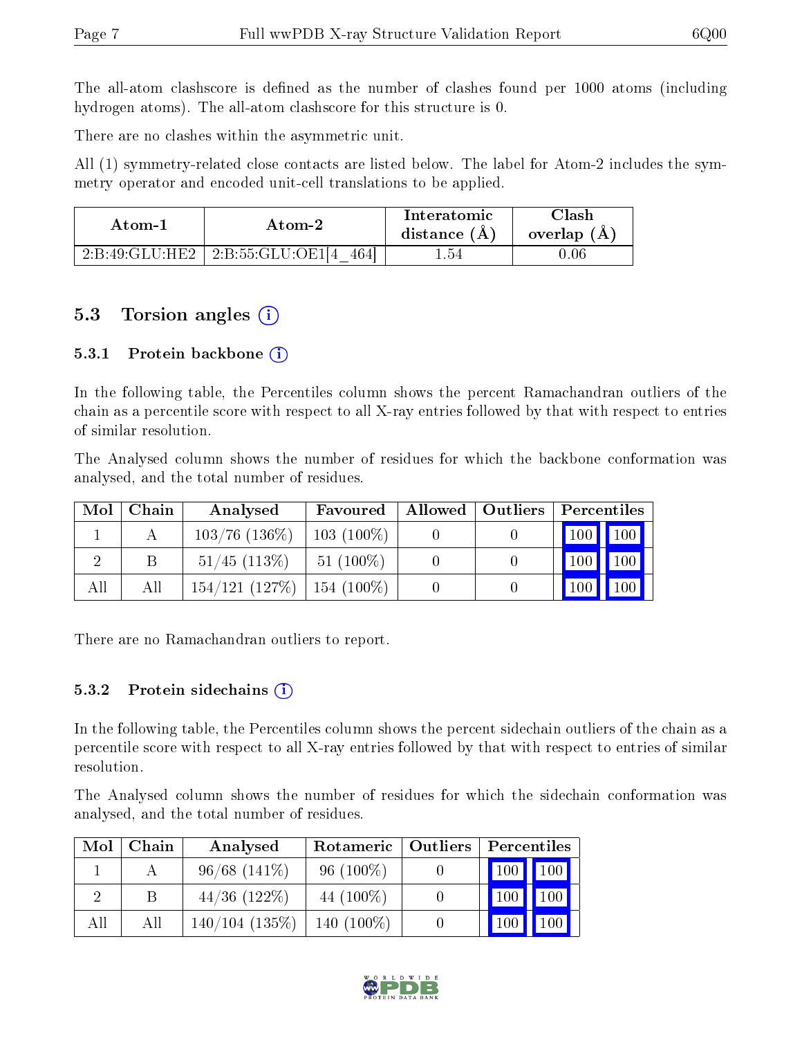The all-atom clashscore is defined as the number of clashes found per 1000 atoms (including hydrogen atoms). The all-atom clashscore for this structure is 0.

There are no clashes within the asymmetric unit.

All (1) symmetry-related close contacts are listed below. The label for Atom-2 includes the symmetry operator and encoded unit-cell translations to be applied.

| Atom-1 | Atom-2 | Interatomic distance (Å) | Clash overlap (Å) |
|---|---|---|---|
| 2:B:49:GLU:HE2 | 2:B:55:GLU:OE1[4_464] | 1.54 | 0.06 |

### 5.3 Torsion angles

#### 5.3.1 Protein backbone

In the following table, the Percentiles column shows the percent Ramachandran outliers of the chain as a percentile score with respect to all X-ray entries followed by that with respect to entries of similar resolution.

The Analysed column shows the number of residues for which the backbone conformation was analysed, and the total number of residues.

| Mol | Chain | Analysed | Favoured | Allowed | Outliers | Percentiles | |
|---|---|---|---|---|---|---|---|
| 1 | A | 103/76 (136%) | 103 (100%) | 0 | 0 | 100 | 100 |
| 2 | B | 51/45 (113%) | 51 (100%) | 0 | 0 | 100 | 100 |
| All | All | 154/121 (127%) | 154 (100%) | 0 | 0 | 100 | 100 |

There are no Ramachandran outliers to report.

#### 5.3.2 Protein sidechains

In the following table, the Percentiles column shows the percent sidechain outliers of the chain as a percentile score with respect to all X-ray entries followed by that with respect to entries of similar resolution.

The Analysed column shows the number of residues for which the sidechain conformation was analysed, and the total number of residues.

| Mol | Chain | Analysed | Rotameric | Outliers | Percentiles | |
|---|---|---|---|---|---|---|
| 1 | A | 96/68 (141%) | 96 (100%) | 0 | 100 | 100 |
| 2 | B | 44/36 (122%) | 44 (100%) | 0 | 100 | 100 |
| All | All | 140/104 (135%) | 140 (100%) | 0 | 100 | 100 |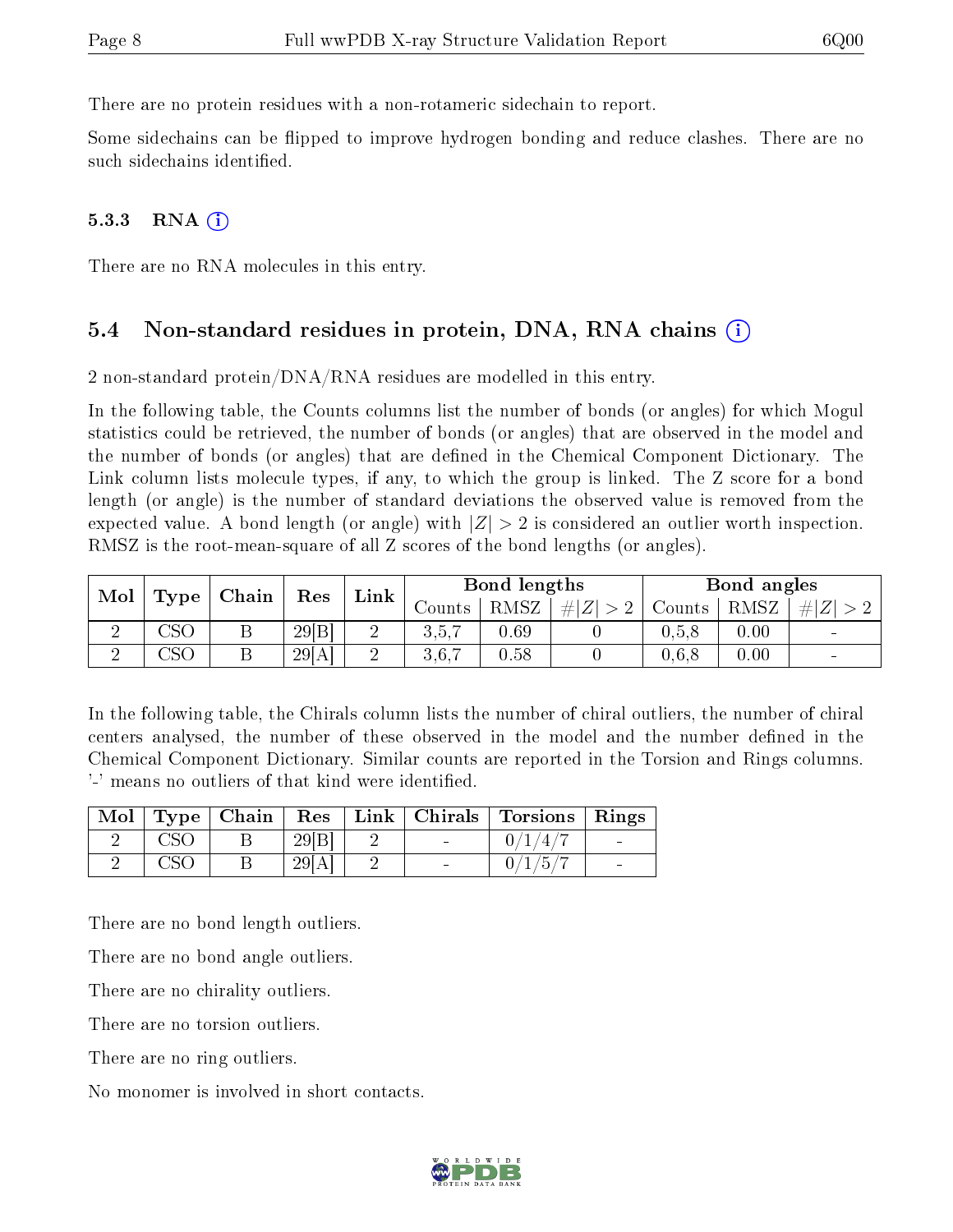There are no protein residues with a non-rotameric sidechain to report.

Some sidechains can be flipped to improve hydrogen bonding and reduce clashes. There are no such sidechains identified.

### 5.3.3 RNA

There are no RNA molecules in this entry.

## 5.4 Non-standard residues in protein, DNA, RNA chains

2 non-standard protein/DNA/RNA residues are modelled in this entry.

In the following table, the Counts columns list the number of bonds (or angles) for which Mogul statistics could be retrieved, the number of bonds (or angles) that are observed in the model and the number of bonds (or angles) that are defined in the Chemical Component Dictionary. The Link column lists molecule types, if any, to which the group is linked. The Z score for a bond length (or angle) is the number of standard deviations the observed value is removed from the expected value. A bond length (or angle) with $|Z| > 2$ is considered an outlier worth inspection. RMSZ is the root-mean-square of all Z scores of the bond lengths (or angles).

| Mol | Type | Chain | Res | Link | Bond lengths | | | Bond angles | | |
|---|---|---|---|---|---|---|---|---|---|---|
| | | | | | Counts | RMSZ | $\#\|Z\| > 2$ | Counts | RMSZ | $\#\|Z\| > 2$ |
| 2 | CSO | B | 29[B] | 2 | 3,5,7 | 0.69 | 0 | 0,5,8 | 0.00 | - |
| 2 | CSO | B | 29[A] | 2 | 3,6,7 | 0.58 | 0 | 0,6,8 | 0.00 | - |

In the following table, the Chirals column lists the number of chiral outliers, the number of chiral centers analysed, the number of these observed in the model and the number defined in the Chemical Component Dictionary. Similar counts are reported in the Torsion and Rings columns. '-' means no outliers of that kind were identified.

| Mol | Type | Chain | Res | Link | Chirals | Torsions | Rings |
|---|---|---|---|---|---|---|---|
| 2 | CSO | B | 29[B] | 2 | - | 0/1/4/7 | - |
| 2 | CSO | B | 29[A] | 2 | - | 0/1/5/7 | - |

There are no bond length outliers.

There are no bond angle outliers.

There are no chirality outliers.

There are no torsion outliers.

There are no ring outliers.

No monomer is involved in short contacts.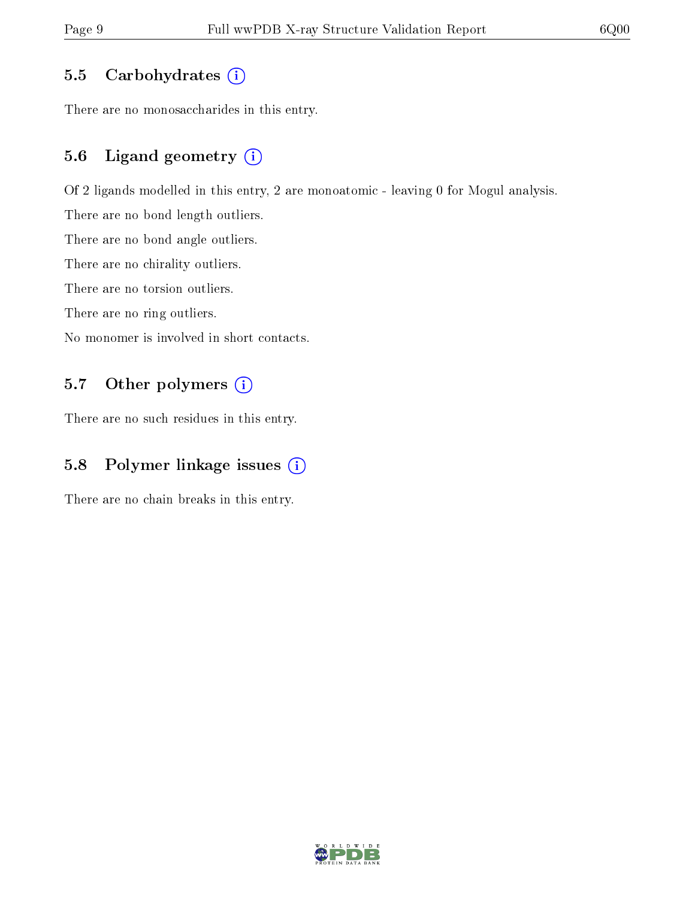### 5.5 Carbohydrates

There are no monosaccharides in this entry.

### 5.6 Ligand geometry

Of 2 ligands modelled in this entry, 2 are monoatomic - leaving 0 for Mogul analysis.

There are no bond length outliers.

There are no bond angle outliers.

There are no chirality outliers.

There are no torsion outliers.

There are no ring outliers.

No monomer is involved in short contacts.

### 5.7 Other polymers

There are no such residues in this entry.

### 5.8 Polymer linkage issues

There are no chain breaks in this entry.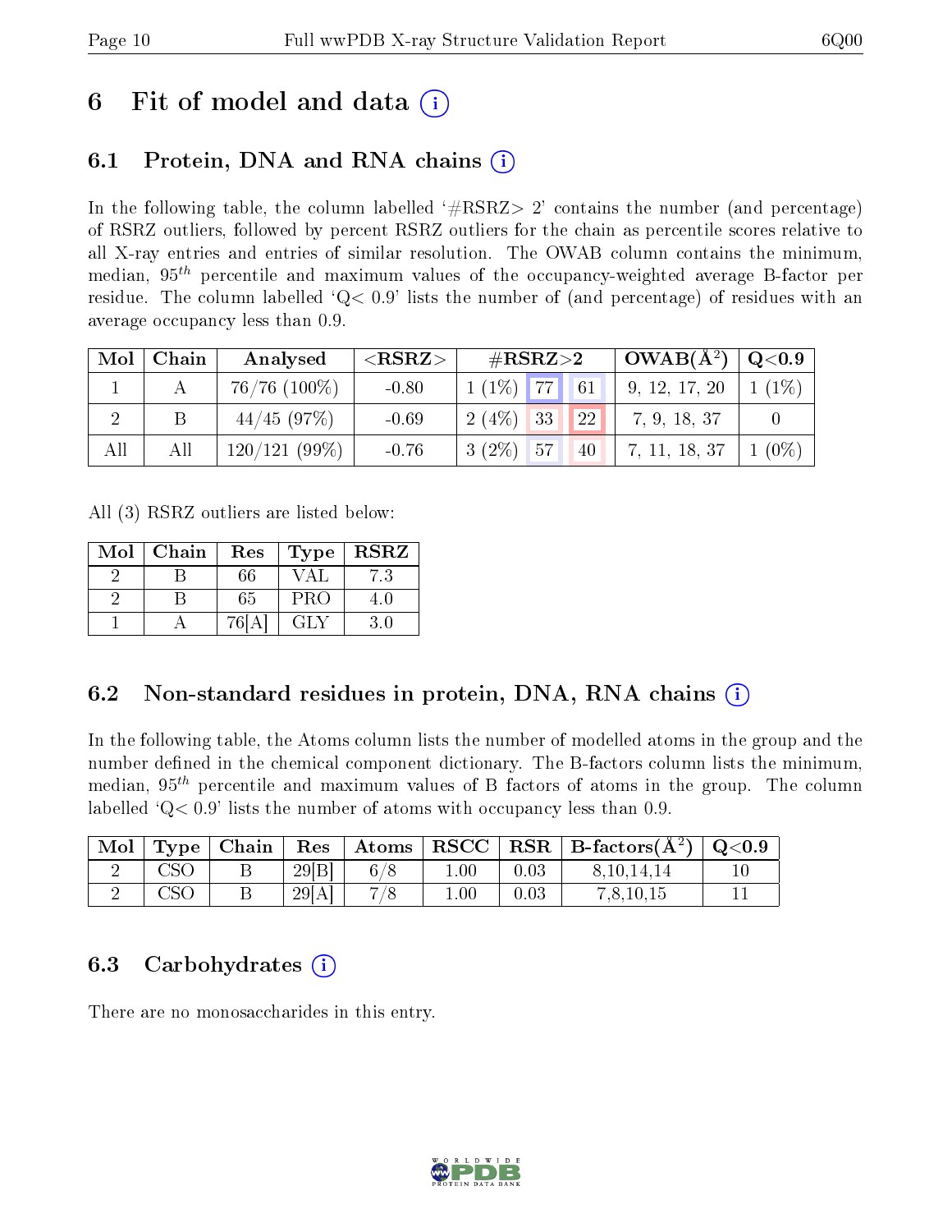# 6 Fit of model and data (i)

## 6.1 Protein, DNA and RNA chains (i)

In the following table, the column labelled '#RSRZ> 2' contains the number (and percentage) of RSRZ outliers, followed by percent RSRZ outliers for the chain as percentile scores relative to all X-ray entries and entries of similar resolution. The OWAB column contains the minimum, median, $95^{th}$ percentile and maximum values of the occupancy-weighted average B-factor per residue. The column labelled 'Q< 0.9' lists the number of (and percentage) of residues with an average occupancy less than 0.9.

| Mol | Chain | Analysed | <RSRZ> | #RSRZ>2 | | | OWAB(Å$^2$) | Q<0.9 |
|---|---|---|---|---|---|---|---|---|
| 1 | A | 76/76 (100%) | -0.80 | 1 (1%) | 77 | 61 | 9, 12, 17, 20 | 1 (1%) |
| 2 | B | 44/45 (97%) | -0.69 | 2 (4%) | 33 | 22 | 7, 9, 18, 37 | 0 |
| All | All | 120/121 (99%) | -0.76 | 3 (2%) | 57 | 40 | 7, 11, 18, 37 | 1 (0%) |

All (3) RSRZ outliers are listed below:

| Mol | Chain | Res | Type | RSRZ |
|---|---|---|---|---|
| 2 | B | 66 | VAL | 7.3 |
| 2 | B | 65 | PRO | 4.0 |
| 1 | A | 76[A] | GLY | 3.0 |

## 6.2 Non-standard residues in protein, DNA, RNA chains (i)

In the following table, the Atoms column lists the number of modelled atoms in the group and the number defined in the chemical component dictionary. The B-factors column lists the minimum, median, $95^{th}$ percentile and maximum values of B factors of atoms in the group. The column labelled 'Q< 0.9' lists the number of atoms with occupancy less than 0.9.

| Mol | Type | Chain | Res | Atoms | RSCC | RSR | B-factors(Å$^2$) | Q<0.9 |
|---|---|---|---|---|---|---|---|---|
| 2 | CSO | B | 29[B] | 6/8 | 1.00 | 0.03 | 8,10,14,14 | 10 |
| 2 | CSO | B | 29[A] | 7/8 | 1.00 | 0.03 | 7,8,10,15 | 11 |

## 6.3 Carbohydrates (i)

There are no monosaccharides in this entry.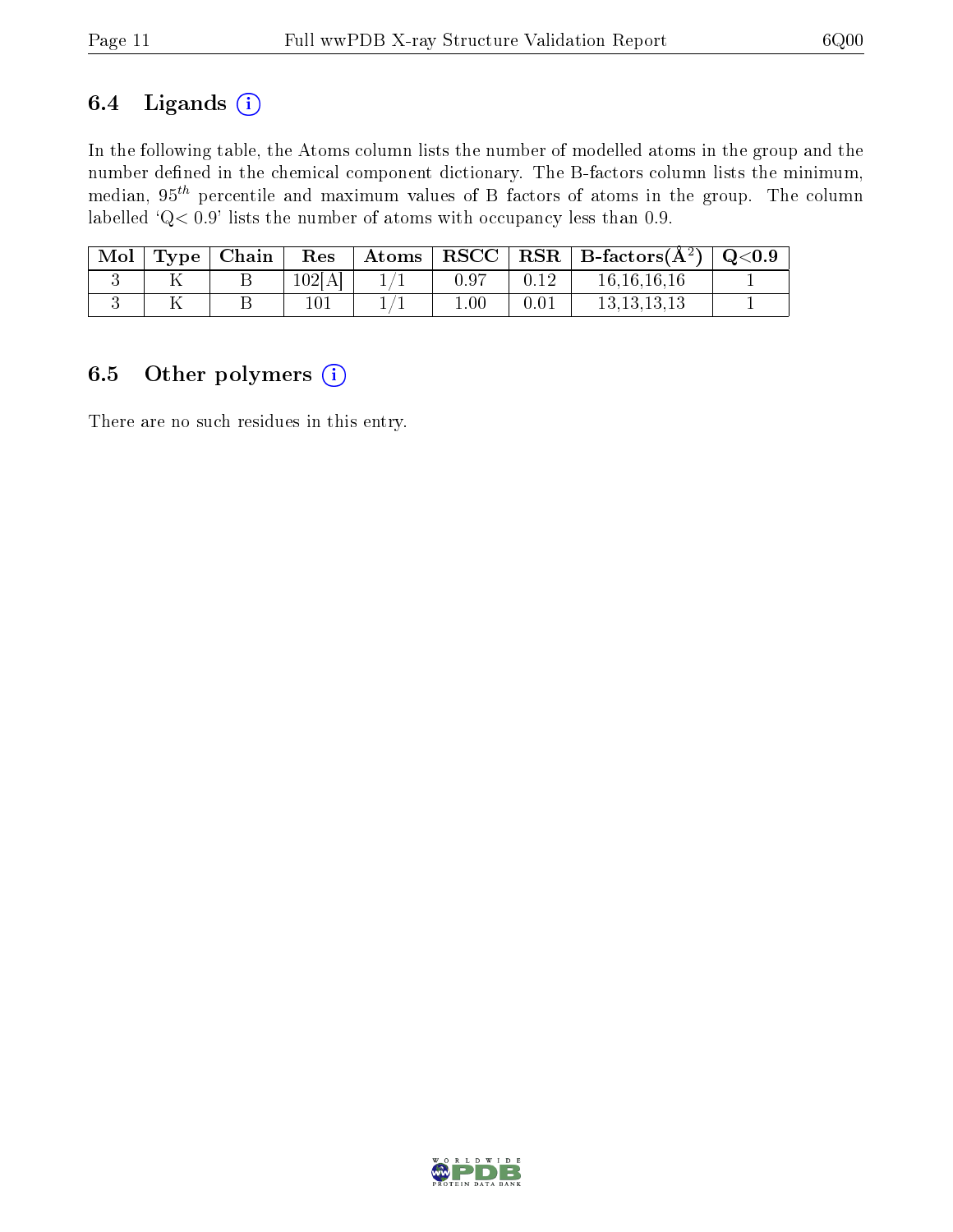## 6.4 Ligands (i)

In the following table, the Atoms column lists the number of modelled atoms in the group and the number defined in the chemical component dictionary. The B-factors column lists the minimum, median, $95^{th}$ percentile and maximum values of B factors of atoms in the group. The column labelled 'Q< 0.9' lists the number of atoms with occupancy less than 0.9.

| Mol | Type | Chain | Res | Atoms | RSCC | RSR | B-factors($Å^2$) | Q<0.9 |
|---|---|---|---|---|---|---|---|---|
| 3 | K | B | 102[A] | 1/1 | 0.97 | 0.12 | 16,16,16,16 | 1 |
| 3 | K | B | 101 | 1/1 | 1.00 | 0.01 | 13,13,13,13 | 1 |

## 6.5 Other polymers (i)

There are no such residues in this entry.